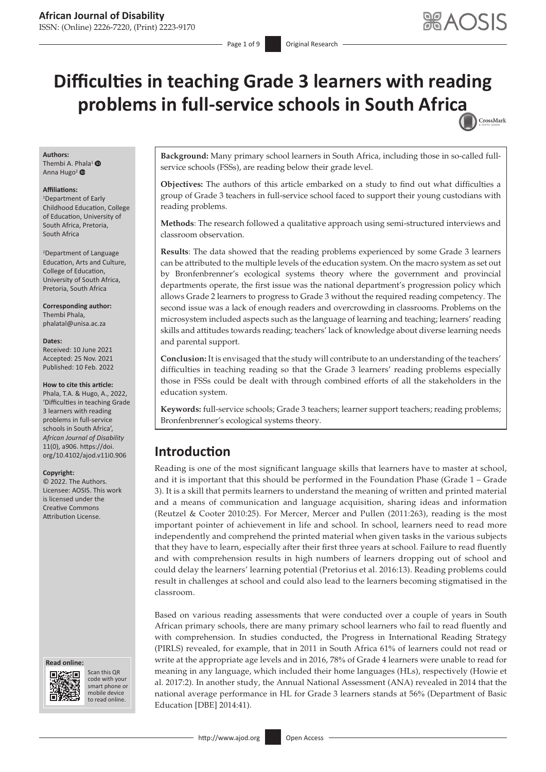**African Journal of Disability**

ISSN: (Online) 2226-7220, (Print) 2223-9170

Original Research

# Difficulties in teaching Grade 3 learners with reading problems in full-service schools in South Africa

**Authors:**
Thembi A. Phala[1]
Anna Hugo[2]

**Affiliations:**
[1]Department of Early Childhood Education, College of Education, University of South Africa, Pretoria, South Africa

[2]Department of Language Education, Arts and Culture, College of Education, University of South Africa, Pretoria, South Africa

**Corresponding author:**
Thembi Phala,
phalatal@unisa.ac.za

**Dates:**
Received: 10 June 2021
Accepted: 25 Nov. 2021
Published: 10 Feb. 2022

**How to cite this article:**
Phala, T.A. & Hugo, A., 2022, 'Difficulties in teaching Grade 3 learners with reading problems in full-service schools in South Africa', *African Journal of Disability* 11(0), a906. https://doi.org/10.4102/ajod.v11i0.906

**Copyright:**
© 2022. The Authors. Licensee: AOSIS. This work is licensed under the Creative Commons Attribution License.

**Read online:**
Scan this QR code with your smart phone or mobile device to read online.

**Background:** Many primary school learners in South Africa, including those in so-called full-service schools (FSSs), are reading below their grade level.

**Objectives:** The authors of this article embarked on a study to find out what difficulties a group of Grade 3 teachers in full-service school faced to support their young custodians with reading problems.

**Methods**: The research followed a qualitative approach using semi-structured interviews and classroom observation.

**Results**: The data showed that the reading problems experienced by some Grade 3 learners can be attributed to the multiple levels of the education system. On the macro system as set out by Bronfenbrenner's ecological systems theory where the government and provincial departments operate, the first issue was the national department's progression policy which allows Grade 2 learners to progress to Grade 3 without the required reading competency. The second issue was a lack of enough readers and overcrowding in classrooms. Problems on the microsystem included aspects such as the language of learning and teaching; learners' reading skills and attitudes towards reading; teachers' lack of knowledge about diverse learning needs and parental support.

**Conclusion:** It is envisaged that the study will contribute to an understanding of the teachers' difficulties in teaching reading so that the Grade 3 learners' reading problems especially those in FSSs could be dealt with through combined efforts of all the stakeholders in the education system.

**Keywords:** full-service schools; Grade 3 teachers; learner support teachers; reading problems; Bronfenbrenner's ecological systems theory.

## Introduction

Reading is one of the most significant language skills that learners have to master at school, and it is important that this should be performed in the Foundation Phase (Grade 1 – Grade 3). It is a skill that permits learners to understand the meaning of written and printed material and a means of communication and language acquisition, sharing ideas and information (Reutzel & Cooter 2010:25). For Mercer, Mercer and Pullen (2011:263), reading is the most important pointer of achievement in life and school. In school, learners need to read more independently and comprehend the printed material when given tasks in the various subjects that they have to learn, especially after their first three years at school. Failure to read fluently and with comprehension results in high numbers of learners dropping out of school and could delay the learners' learning potential (Pretorius et al. 2016:13). Reading problems could result in challenges at school and could also lead to the learners becoming stigmatised in the classroom.

Based on various reading assessments that were conducted over a couple of years in South African primary schools, there are many primary school learners who fail to read fluently and with comprehension. In studies conducted, the Progress in International Reading Strategy (PIRLS) revealed, for example, that in 2011 in South Africa 61% of learners could not read or write at the appropriate age levels and in 2016, 78% of Grade 4 learners were unable to read for meaning in any language, which included their home languages (HLs), respectively (Howie et al. 2017:2). In another study, the Annual National Assessment (ANA) revealed in 2014 that the national average performance in HL for Grade 3 learners stands at 56% (Department of Basic Education [DBE] 2014:41).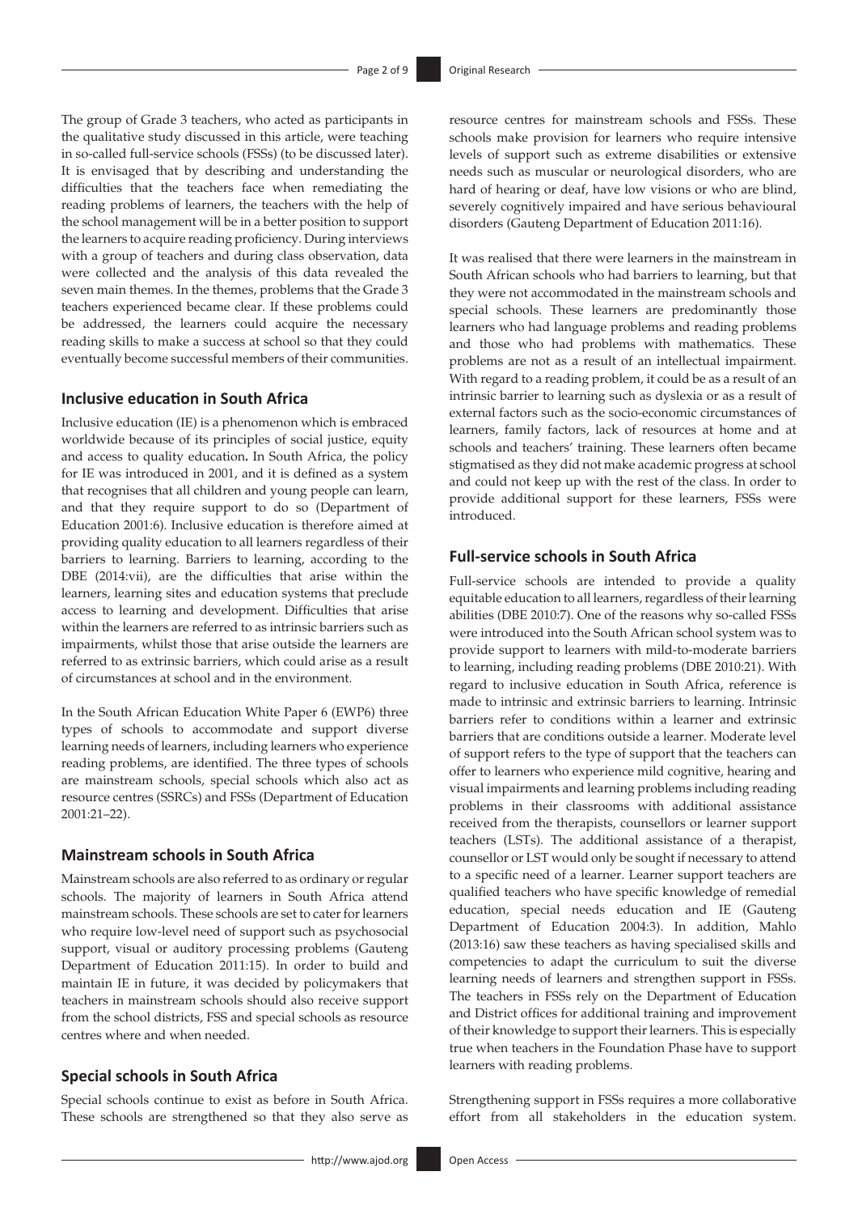The group of Grade 3 teachers, who acted as participants in the qualitative study discussed in this article, were teaching in so-called full-service schools (FSSs) (to be discussed later). It is envisaged that by describing and understanding the difficulties that the teachers face when remediating the reading problems of learners, the teachers with the help of the school management will be in a better position to support the learners to acquire reading proficiency. During interviews with a group of teachers and during class observation, data were collected and the analysis of this data revealed the seven main themes. In the themes, problems that the Grade 3 teachers experienced became clear. If these problems could be addressed, the learners could acquire the necessary reading skills to make a success at school so that they could eventually become successful members of their communities.

## Inclusive education in South Africa

Inclusive education (IE) is a phenomenon which is embraced worldwide because of its principles of social justice, equity and access to quality education**.** In South Africa, the policy for IE was introduced in 2001, and it is defined as a system that recognises that all children and young people can learn, and that they require support to do so (Department of Education 2001:6). Inclusive education is therefore aimed at providing quality education to all learners regardless of their barriers to learning. Barriers to learning, according to the DBE (2014:vii), are the difficulties that arise within the learners, learning sites and education systems that preclude access to learning and development. Difficulties that arise within the learners are referred to as intrinsic barriers such as impairments, whilst those that arise outside the learners are referred to as extrinsic barriers, which could arise as a result of circumstances at school and in the environment.

In the South African Education White Paper 6 (EWP6) three types of schools to accommodate and support diverse learning needs of learners, including learners who experience reading problems, are identified. The three types of schools are mainstream schools, special schools which also act as resource centres (SSRCs) and FSSs (Department of Education 2001:21–22).

## Mainstream schools in South Africa

Mainstream schools are also referred to as ordinary or regular schools. The majority of learners in South Africa attend mainstream schools. These schools are set to cater for learners who require low-level need of support such as psychosocial support, visual or auditory processing problems (Gauteng Department of Education 2011:15). In order to build and maintain IE in future, it was decided by policymakers that teachers in mainstream schools should also receive support from the school districts, FSS and special schools as resource centres where and when needed.

## Special schools in South Africa

Special schools continue to exist as before in South Africa. These schools are strengthened so that they also serve as resource centres for mainstream schools and FSSs. These schools make provision for learners who require intensive levels of support such as extreme disabilities or extensive needs such as muscular or neurological disorders, who are hard of hearing or deaf, have low visions or who are blind, severely cognitively impaired and have serious behavioural disorders (Gauteng Department of Education 2011:16).

It was realised that there were learners in the mainstream in South African schools who had barriers to learning, but that they were not accommodated in the mainstream schools and special schools. These learners are predominantly those learners who had language problems and reading problems and those who had problems with mathematics. These problems are not as a result of an intellectual impairment. With regard to a reading problem, it could be as a result of an intrinsic barrier to learning such as dyslexia or as a result of external factors such as the socio-economic circumstances of learners, family factors, lack of resources at home and at schools and teachers' training. These learners often became stigmatised as they did not make academic progress at school and could not keep up with the rest of the class. In order to provide additional support for these learners, FSSs were introduced.

## Full-service schools in South Africa

Full-service schools are intended to provide a quality equitable education to all learners, regardless of their learning abilities (DBE 2010:7). One of the reasons why so-called FSSs were introduced into the South African school system was to provide support to learners with mild-to-moderate barriers to learning, including reading problems (DBE 2010:21). With regard to inclusive education in South Africa, reference is made to intrinsic and extrinsic barriers to learning. Intrinsic barriers refer to conditions within a learner and extrinsic barriers that are conditions outside a learner. Moderate level of support refers to the type of support that the teachers can offer to learners who experience mild cognitive, hearing and visual impairments and learning problems including reading problems in their classrooms with additional assistance received from the therapists, counsellors or learner support teachers (LSTs). The additional assistance of a therapist, counsellor or LST would only be sought if necessary to attend to a specific need of a learner. Learner support teachers are qualified teachers who have specific knowledge of remedial education, special needs education and IE (Gauteng Department of Education 2004:3). In addition, Mahlo (2013:16) saw these teachers as having specialised skills and competencies to adapt the curriculum to suit the diverse learning needs of learners and strengthen support in FSSs. The teachers in FSSs rely on the Department of Education and District offices for additional training and improvement of their knowledge to support their learners. This is especially true when teachers in the Foundation Phase have to support learners with reading problems.

Strengthening support in FSSs requires a more collaborative effort from all stakeholders in the education system.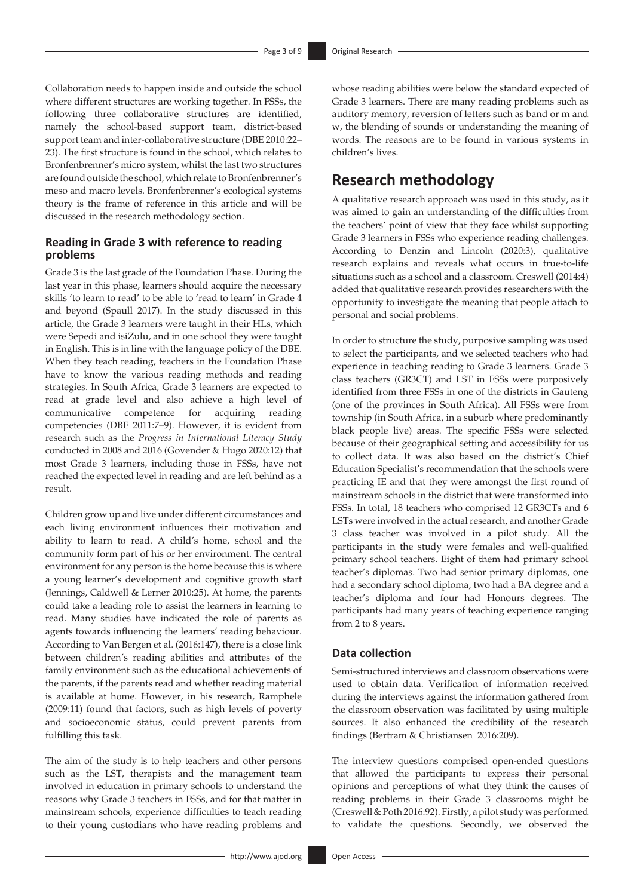Collaboration needs to happen inside and outside the school where different structures are working together. In FSSs, the following three collaborative structures are identified, namely the school-based support team, district-based support team and inter-collaborative structure (DBE 2010:22–23). The first structure is found in the school, which relates to Bronfenbrenner's micro system, whilst the last two structures are found outside the school, which relate to Bronfenbrenner's meso and macro levels. Bronfenbrenner's ecological systems theory is the frame of reference in this article and will be discussed in the research methodology section.

### Reading in Grade 3 with reference to reading problems

Grade 3 is the last grade of the Foundation Phase. During the last year in this phase, learners should acquire the necessary skills 'to learn to read' to be able to 'read to learn' in Grade 4 and beyond (Spaull 2017). In the study discussed in this article, the Grade 3 learners were taught in their HLs, which were Sepedi and isiZulu, and in one school they were taught in English. This is in line with the language policy of the DBE. When they teach reading, teachers in the Foundation Phase have to know the various reading methods and reading strategies. In South Africa, Grade 3 learners are expected to read at grade level and also achieve a high level of communicative competence for acquiring reading competencies (DBE 2011:7–9). However, it is evident from research such as the *Progress in International Literacy Study* conducted in 2008 and 2016 (Govender & Hugo 2020:12) that most Grade 3 learners, including those in FSSs, have not reached the expected level in reading and are left behind as a result.

Children grow up and live under different circumstances and each living environment influences their motivation and ability to learn to read. A child's home, school and the community form part of his or her environment. The central environment for any person is the home because this is where a young learner's development and cognitive growth start (Jennings, Caldwell & Lerner 2010:25). At home, the parents could take a leading role to assist the learners in learning to read. Many studies have indicated the role of parents as agents towards influencing the learners' reading behaviour. According to Van Bergen et al. (2016:147), there is a close link between children's reading abilities and attributes of the family environment such as the educational achievements of the parents, if the parents read and whether reading material is available at home. However, in his research, Ramphele (2009:11) found that factors, such as high levels of poverty and socioeconomic status, could prevent parents from fulfilling this task.

The aim of the study is to help teachers and other persons such as the LST, therapists and the management team involved in education in primary schools to understand the reasons why Grade 3 teachers in FSSs, and for that matter in mainstream schools, experience difficulties to teach reading to their young custodians who have reading problems and whose reading abilities were below the standard expected of Grade 3 learners. There are many reading problems such as auditory memory, reversion of letters such as band or m and w, the blending of sounds or understanding the meaning of words. The reasons are to be found in various systems in children's lives.

## Research methodology

A qualitative research approach was used in this study, as it was aimed to gain an understanding of the difficulties from the teachers' point of view that they face whilst supporting Grade 3 learners in FSSs who experience reading challenges. According to Denzin and Lincoln (2020:3), qualitative research explains and reveals what occurs in true-to-life situations such as a school and a classroom. Creswell (2014:4) added that qualitative research provides researchers with the opportunity to investigate the meaning that people attach to personal and social problems.

In order to structure the study, purposive sampling was used to select the participants, and we selected teachers who had experience in teaching reading to Grade 3 learners. Grade 3 class teachers (GR3CT) and LST in FSSs were purposively identified from three FSSs in one of the districts in Gauteng (one of the provinces in South Africa). All FSSs were from township (in South Africa, in a suburb where predominantly black people live) areas. The specific FSSs were selected because of their geographical setting and accessibility for us to collect data. It was also based on the district's Chief Education Specialist's recommendation that the schools were practicing IE and that they were amongst the first round of mainstream schools in the district that were transformed into FSSs. In total, 18 teachers who comprised 12 GR3CTs and 6 LSTs were involved in the actual research, and another Grade 3 class teacher was involved in a pilot study. All the participants in the study were females and well-qualified primary school teachers. Eight of them had primary school teacher's diplomas. Two had senior primary diplomas, one had a secondary school diploma, two had a BA degree and a teacher's diploma and four had Honours degrees. The participants had many years of teaching experience ranging from 2 to 8 years.

### Data collection

Semi-structured interviews and classroom observations were used to obtain data. Verification of information received during the interviews against the information gathered from the classroom observation was facilitated by using multiple sources. It also enhanced the credibility of the research findings (Bertram & Christiansen 2016:209).

The interview questions comprised open-ended questions that allowed the participants to express their personal opinions and perceptions of what they think the causes of reading problems in their Grade 3 classrooms might be (Creswell & Poth 2016:92). Firstly, a pilot study was performed to validate the questions. Secondly, we observed the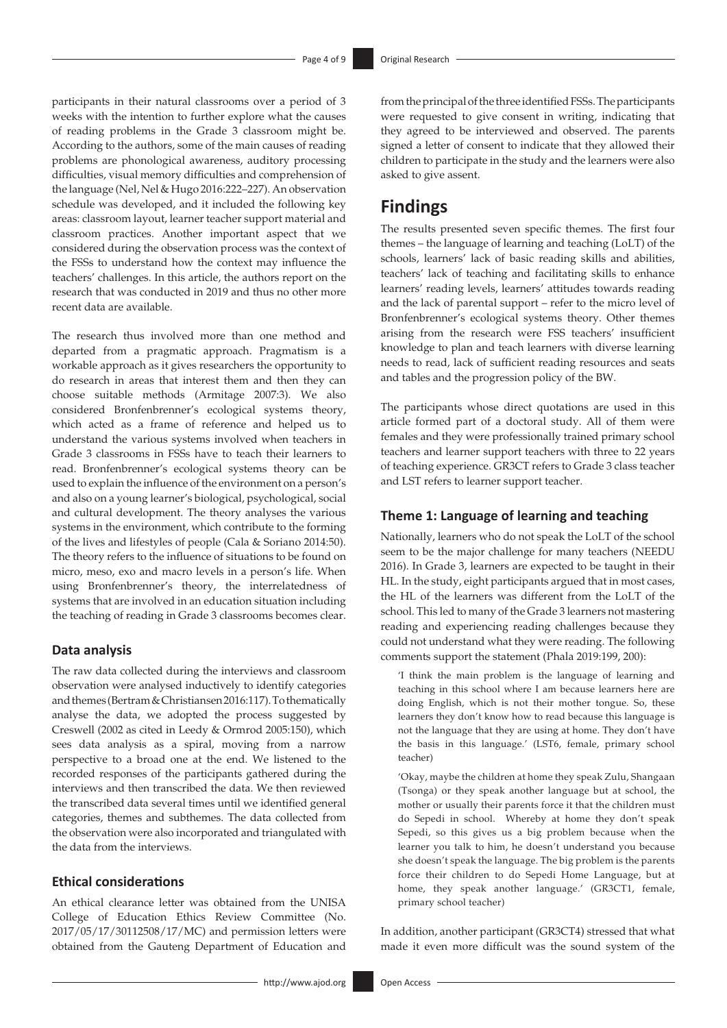participants in their natural classrooms over a period of 3 weeks with the intention to further explore what the causes of reading problems in the Grade 3 classroom might be. According to the authors, some of the main causes of reading problems are phonological awareness, auditory processing difficulties, visual memory difficulties and comprehension of the language (Nel, Nel & Hugo 2016:222–227). An observation schedule was developed, and it included the following key areas: classroom layout, learner teacher support material and classroom practices. Another important aspect that we considered during the observation process was the context of the FSSs to understand how the context may influence the teachers' challenges. In this article, the authors report on the research that was conducted in 2019 and thus no other more recent data are available.

The research thus involved more than one method and departed from a pragmatic approach. Pragmatism is a workable approach as it gives researchers the opportunity to do research in areas that interest them and then they can choose suitable methods (Armitage 2007:3). We also considered Bronfenbrenner's ecological systems theory, which acted as a frame of reference and helped us to understand the various systems involved when teachers in Grade 3 classrooms in FSSs have to teach their learners to read. Bronfenbrenner's ecological systems theory can be used to explain the influence of the environment on a person's and also on a young learner's biological, psychological, social and cultural development. The theory analyses the various systems in the environment, which contribute to the forming of the lives and lifestyles of people (Cala & Soriano 2014:50). The theory refers to the influence of situations to be found on micro, meso, exo and macro levels in a person's life. When using Bronfenbrenner's theory, the interrelatedness of systems that are involved in an education situation including the teaching of reading in Grade 3 classrooms becomes clear.

### Data analysis

The raw data collected during the interviews and classroom observation were analysed inductively to identify categories and themes (Bertram & Christiansen 2016:117). To thematically analyse the data, we adopted the process suggested by Creswell (2002 as cited in Leedy & Ormrod 2005:150), which sees data analysis as a spiral, moving from a narrow perspective to a broad one at the end. We listened to the recorded responses of the participants gathered during the interviews and then transcribed the data. We then reviewed the transcribed data several times until we identified general categories, themes and subthemes. The data collected from the observation were also incorporated and triangulated with the data from the interviews.

### Ethical considerations

An ethical clearance letter was obtained from the UNISA College of Education Ethics Review Committee (No. 2017/05/17/30112508/17/MC) and permission letters were obtained from the Gauteng Department of Education and from the principal of the three identified FSSs. The participants were requested to give consent in writing, indicating that they agreed to be interviewed and observed. The parents signed a letter of consent to indicate that they allowed their children to participate in the study and the learners were also asked to give assent.

## Findings

The results presented seven specific themes. The first four themes – the language of learning and teaching (LoLT) of the schools, learners' lack of basic reading skills and abilities, teachers' lack of teaching and facilitating skills to enhance learners' reading levels, learners' attitudes towards reading and the lack of parental support – refer to the micro level of Bronfenbrenner's ecological systems theory. Other themes arising from the research were FSS teachers' insufficient knowledge to plan and teach learners with diverse learning needs to read, lack of sufficient reading resources and seats and tables and the progression policy of the BW.

The participants whose direct quotations are used in this article formed part of a doctoral study. All of them were females and they were professionally trained primary school teachers and learner support teachers with three to 22 years of teaching experience. GR3CT refers to Grade 3 class teacher and LST refers to learner support teacher.

### Theme 1: Language of learning and teaching

Nationally, learners who do not speak the LoLT of the school seem to be the major challenge for many teachers (NEEDU 2016). In Grade 3, learners are expected to be taught in their HL. In the study, eight participants argued that in most cases, the HL of the learners was different from the LoLT of the school. This led to many of the Grade 3 learners not mastering reading and experiencing reading challenges because they could not understand what they were reading. The following comments support the statement (Phala 2019:199, 200):

> 'I think the main problem is the language of learning and teaching in this school where I am because learners here are doing English, which is not their mother tongue. So, these learners they don't know how to read because this language is not the language that they are using at home. They don't have the basis in this language.' (LST6, female, primary school teacher)

> 'Okay, maybe the children at home they speak Zulu, Shangaan (Tsonga) or they speak another language but at school, the mother or usually their parents force it that the children must do Sepedi in school. Whereby at home they don't speak Sepedi, so this gives us a big problem because when the learner you talk to him, he doesn't understand you because she doesn't speak the language. The big problem is the parents force their children to do Sepedi Home Language, but at home, they speak another language.' (GR3CT1, female, primary school teacher)

In addition, another participant (GR3CT4) stressed that what made it even more difficult was the sound system of the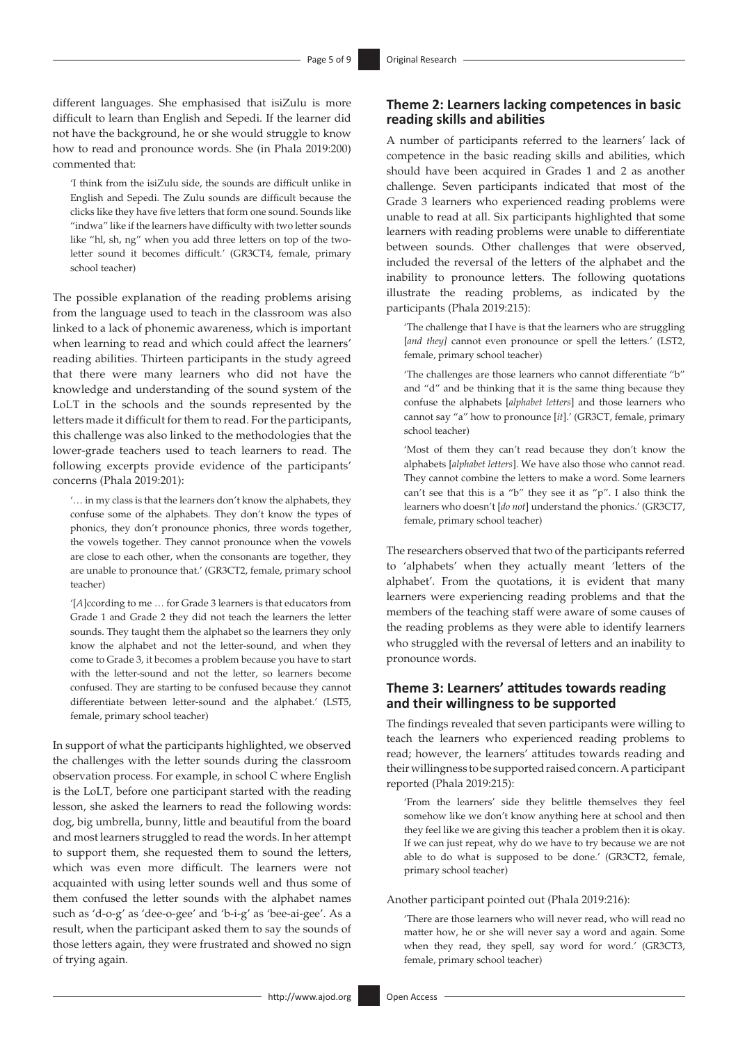different languages. She emphasised that isiZulu is more difficult to learn than English and Sepedi. If the learner did not have the background, he or she would struggle to know how to read and pronounce words. She (in Phala 2019:200) commented that:

> 'I think from the isiZulu side, the sounds are difficult unlike in English and Sepedi. The Zulu sounds are difficult because the clicks like they have five letters that form one sound. Sounds like "indwa" like if the learners have difficulty with two letter sounds like "hl, sh, ng" when you add three letters on top of the two-letter sound it becomes difficult.' (GR3CT4, female, primary school teacher)

The possible explanation of the reading problems arising from the language used to teach in the classroom was also linked to a lack of phonemic awareness, which is important when learning to read and which could affect the learners' reading abilities. Thirteen participants in the study agreed that there were many learners who did not have the knowledge and understanding of the sound system of the LoLT in the schools and the sounds represented by the letters made it difficult for them to read. For the participants, this challenge was also linked to the methodologies that the lower-grade teachers used to teach learners to read. The following excerpts provide evidence of the participants' concerns (Phala 2019:201):

> '… in my class is that the learners don't know the alphabets, they confuse some of the alphabets. They don't know the types of phonics, they don't pronounce phonics, three words together, the vowels together. They cannot pronounce when the vowels are close to each other, when the consonants are together, they are unable to pronounce that.' (GR3CT2, female, primary school teacher)

> '[*A*]ccording to me … for Grade 3 learners is that educators from Grade 1 and Grade 2 they did not teach the learners the letter sounds. They taught them the alphabet so the learners they only know the alphabet and not the letter-sound, and when they come to Grade 3, it becomes a problem because you have to start with the letter-sound and not the letter, so learners become confused. They are starting to be confused because they cannot differentiate between letter-sound and the alphabet.' (LST5, female, primary school teacher)

In support of what the participants highlighted, we observed the challenges with the letter sounds during the classroom observation process. For example, in school C where English is the LoLT, before one participant started with the reading lesson, she asked the learners to read the following words: dog, big umbrella, bunny, little and beautiful from the board and most learners struggled to read the words. In her attempt to support them, she requested them to sound the letters, which was even more difficult. The learners were not acquainted with using letter sounds well and thus some of them confused the letter sounds with the alphabet names such as 'd-o-g' as 'dee-o-gee' and 'b-i-g' as 'bee-ai-gee'. As a result, when the participant asked them to say the sounds of those letters again, they were frustrated and showed no sign of trying again.

## Theme 2: Learners lacking competences in basic reading skills and abilities

A number of participants referred to the learners' lack of competence in the basic reading skills and abilities, which should have been acquired in Grades 1 and 2 as another challenge. Seven participants indicated that most of the Grade 3 learners who experienced reading problems were unable to read at all. Six participants highlighted that some learners with reading problems were unable to differentiate between sounds. Other challenges that were observed, included the reversal of the letters of the alphabet and the inability to pronounce letters. The following quotations illustrate the reading problems, as indicated by the participants (Phala 2019:215):

> 'The challenge that I have is that the learners who are struggling [*and they*] cannot even pronounce or spell the letters.' (LST2, female, primary school teacher)

> 'The challenges are those learners who cannot differentiate "b" and "d" and be thinking that it is the same thing because they confuse the alphabets [*alphabet letters*] and those learners who cannot say "a" how to pronounce [*it*].' (GR3CT, female, primary school teacher)

> 'Most of them they can't read because they don't know the alphabets [*alphabet letters*]. We have also those who cannot read. They cannot combine the letters to make a word. Some learners can't see that this is a "b" they see it as "p". I also think the learners who doesn't [*do not*] understand the phonics.' (GR3CT7, female, primary school teacher)

The researchers observed that two of the participants referred to 'alphabets' when they actually meant 'letters of the alphabet'. From the quotations, it is evident that many learners were experiencing reading problems and that the members of the teaching staff were aware of some causes of the reading problems as they were able to identify learners who struggled with the reversal of letters and an inability to pronounce words.

## Theme 3: Learners' attitudes towards reading and their willingness to be supported

The findings revealed that seven participants were willing to teach the learners who experienced reading problems to read; however, the learners' attitudes towards reading and their willingness to be supported raised concern. A participant reported (Phala 2019:215):

> 'From the learners' side they belittle themselves they feel somehow like we don't know anything here at school and then they feel like we are giving this teacher a problem then it is okay. If we can just repeat, why do we have to try because we are not able to do what is supposed to be done.' (GR3CT2, female, primary school teacher)

Another participant pointed out (Phala 2019:216):

> 'There are those learners who will never read, who will read no matter how, he or she will never say a word and again. Some when they read, they spell, say word for word.' (GR3CT3, female, primary school teacher)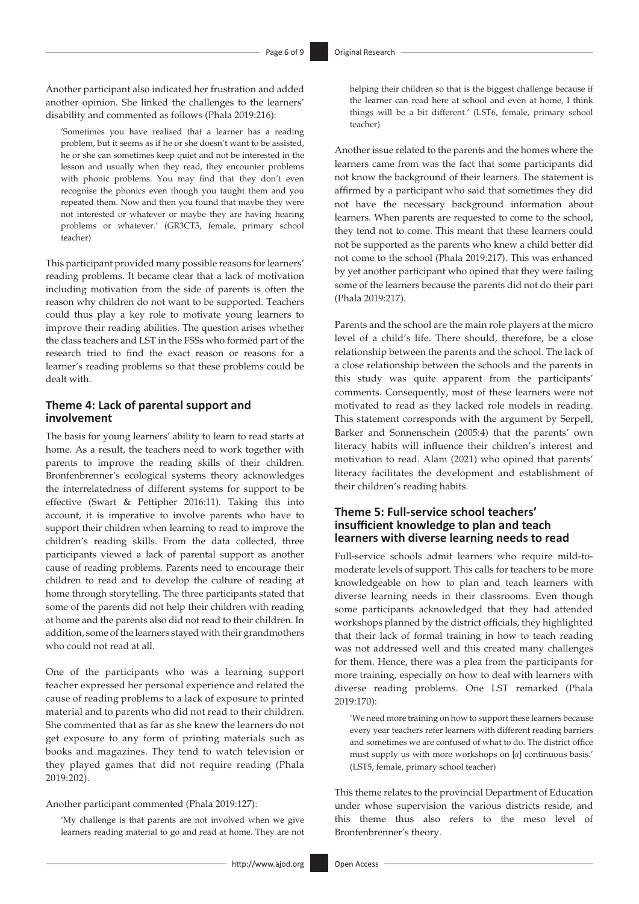Another participant also indicated her frustration and added another opinion. She linked the challenges to the learners' disability and commented as follows (Phala 2019:216):

> 'Sometimes you have realised that a learner has a reading problem, but it seems as if he or she doesn't want to be assisted, he or she can sometimes keep quiet and not be interested in the lesson and usually when they read, they encounter problems with phonic problems. You may find that they don't even recognise the phonics even though you taught them and you repeated them. Now and then you found that maybe they were not interested or whatever or maybe they are having hearing problems or whatever.' (GR3CT5, female, primary school teacher)

This participant provided many possible reasons for learners' reading problems. It became clear that a lack of motivation including motivation from the side of parents is often the reason why children do not want to be supported. Teachers could thus play a key role to motivate young learners to improve their reading abilities. The question arises whether the class teachers and LST in the FSSs who formed part of the research tried to find the exact reason or reasons for a learner's reading problems so that these problems could be dealt with.

### Theme 4: Lack of parental support and involvement

The basis for young learners' ability to learn to read starts at home. As a result, the teachers need to work together with parents to improve the reading skills of their children. Bronfenbrenner's ecological systems theory acknowledges the interrelatedness of different systems for support to be effective (Swart & Pettipher 2016:11). Taking this into account, it is imperative to involve parents who have to support their children when learning to read to improve the children's reading skills. From the data collected, three participants viewed a lack of parental support as another cause of reading problems. Parents need to encourage their children to read and to develop the culture of reading at home through storytelling. The three participants stated that some of the parents did not help their children with reading at home and the parents also did not read to their children. In addition, some of the learners stayed with their grandmothers who could not read at all.

One of the participants who was a learning support teacher expressed her personal experience and related the cause of reading problems to a lack of exposure to printed material and to parents who did not read to their children. She commented that as far as she knew the learners do not get exposure to any form of printing materials such as books and magazines. They tend to watch television or they played games that did not require reading (Phala 2019:202).

Another participant commented (Phala 2019:127):

> 'My challenge is that parents are not involved when we give learners reading material to go and read at home. They are not helping their children so that is the biggest challenge because if the learner can read here at school and even at home, I think things will be a bit different.' (LST6, female, primary school teacher)

Another issue related to the parents and the homes where the learners came from was the fact that some participants did not know the background of their learners. The statement is affirmed by a participant who said that sometimes they did not have the necessary background information about learners. When parents are requested to come to the school, they tend not to come. This meant that these learners could not be supported as the parents who knew a child better did not come to the school (Phala 2019:217). This was enhanced by yet another participant who opined that they were failing some of the learners because the parents did not do their part (Phala 2019:217).

Parents and the school are the main role players at the micro level of a child's life. There should, therefore, be a close relationship between the parents and the school. The lack of a close relationship between the schools and the parents in this study was quite apparent from the participants' comments. Consequently, most of these learners were not motivated to read as they lacked role models in reading. This statement corresponds with the argument by Serpell, Barker and Sonnenschein (2005:4) that the parents' own literacy habits will influence their children's interest and motivation to read. Alam (2021) who opined that parents' literacy facilitates the development and establishment of their children's reading habits.

### Theme 5: Full-service school teachers' insufficient knowledge to plan and teach learners with diverse learning needs to read

Full-service schools admit learners who require mild-to-moderate levels of support. This calls for teachers to be more knowledgeable on how to plan and teach learners with diverse learning needs in their classrooms. Even though some participants acknowledged that they had attended workshops planned by the district officials, they highlighted that their lack of formal training in how to teach reading was not addressed well and this created many challenges for them. Hence, there was a plea from the participants for more training, especially on how to deal with learners with diverse reading problems. One LST remarked (Phala 2019:170):

> 'We need more training on how to support these learners because every year teachers refer learners with different reading barriers and sometimes we are confused of what to do. The district office must supply us with more workshops on [*a*] continuous basis.' (LST5, female, primary school teacher)

This theme relates to the provincial Department of Education under whose supervision the various districts reside, and this theme thus also refers to the meso level of Bronfenbrenner's theory.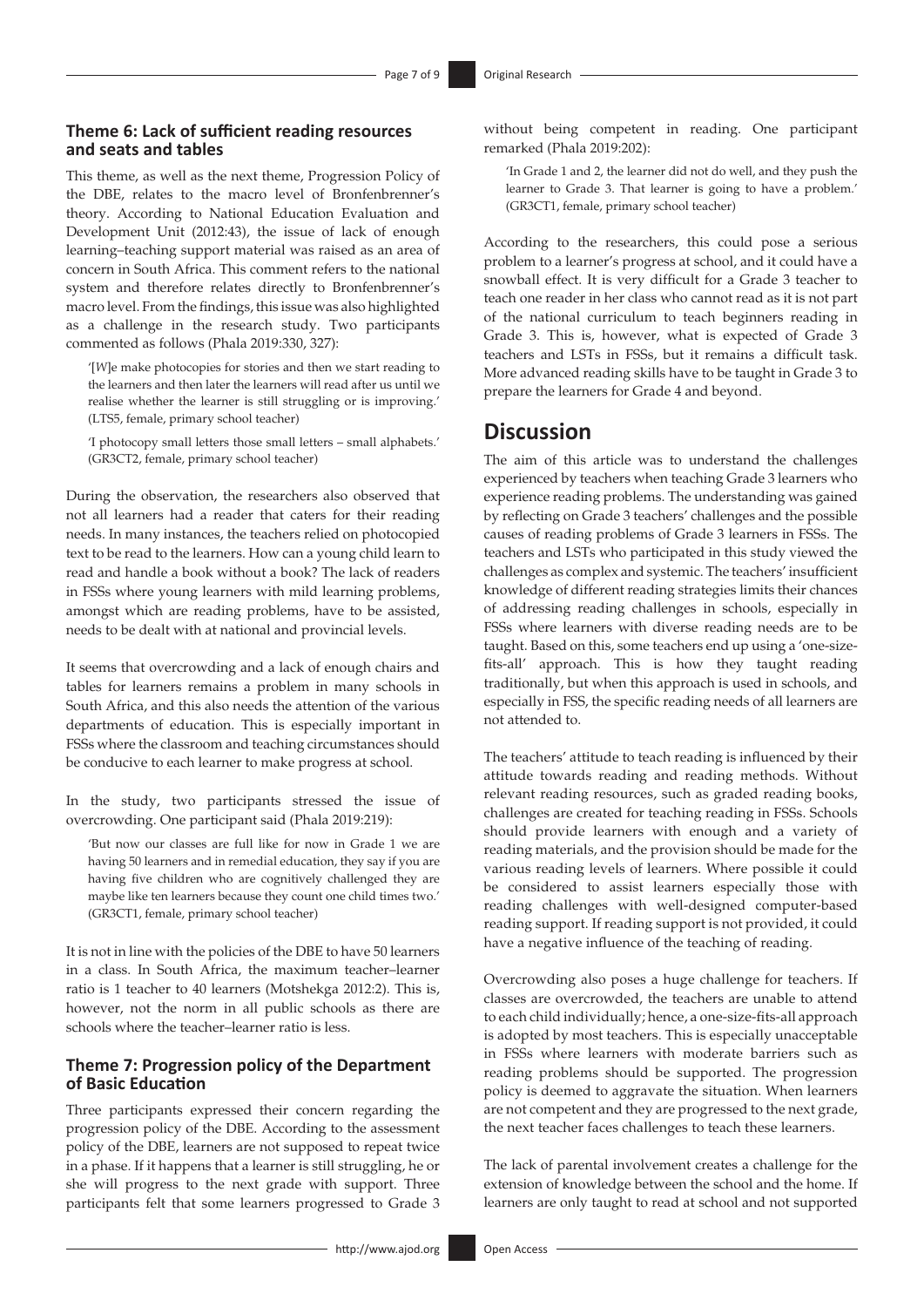### Theme 6: Lack of sufficient reading resources and seats and tables

This theme, as well as the next theme, Progression Policy of the DBE, relates to the macro level of Bronfenbrenner's theory. According to National Education Evaluation and Development Unit (2012:43), the issue of lack of enough learning–teaching support material was raised as an area of concern in South Africa. This comment refers to the national system and therefore relates directly to Bronfenbrenner's macro level. From the findings, this issue was also highlighted as a challenge in the research study. Two participants commented as follows (Phala 2019:330, 327):

> '[*W*]e make photocopies for stories and then we start reading to the learners and then later the learners will read after us until we realise whether the learner is still struggling or is improving.' (LTS5, female, primary school teacher)

> 'I photocopy small letters those small letters – small alphabets.' (GR3CT2, female, primary school teacher)

During the observation, the researchers also observed that not all learners had a reader that caters for their reading needs. In many instances, the teachers relied on photocopied text to be read to the learners. How can a young child learn to read and handle a book without a book? The lack of readers in FSSs where young learners with mild learning problems, amongst which are reading problems, have to be assisted, needs to be dealt with at national and provincial levels.

It seems that overcrowding and a lack of enough chairs and tables for learners remains a problem in many schools in South Africa, and this also needs the attention of the various departments of education. This is especially important in FSSs where the classroom and teaching circumstances should be conducive to each learner to make progress at school.

In the study, two participants stressed the issue of overcrowding. One participant said (Phala 2019:219):

> 'But now our classes are full like for now in Grade 1 we are having 50 learners and in remedial education, they say if you are having five children who are cognitively challenged they are maybe like ten learners because they count one child times two.' (GR3CT1, female, primary school teacher)

It is not in line with the policies of the DBE to have 50 learners in a class. In South Africa, the maximum teacher–learner ratio is 1 teacher to 40 learners (Motshekga 2012:2). This is, however, not the norm in all public schools as there are schools where the teacher–learner ratio is less.

### Theme 7: Progression policy of the Department of Basic Education

Three participants expressed their concern regarding the progression policy of the DBE. According to the assessment policy of the DBE, learners are not supposed to repeat twice in a phase. If it happens that a learner is still struggling, he or she will progress to the next grade with support. Three participants felt that some learners progressed to Grade 3 without being competent in reading. One participant remarked (Phala 2019:202):

> 'In Grade 1 and 2, the learner did not do well, and they push the learner to Grade 3. That learner is going to have a problem.' (GR3CT1, female, primary school teacher)

According to the researchers, this could pose a serious problem to a learner's progress at school, and it could have a snowball effect. It is very difficult for a Grade 3 teacher to teach one reader in her class who cannot read as it is not part of the national curriculum to teach beginners reading in Grade 3. This is, however, what is expected of Grade 3 teachers and LSTs in FSSs, but it remains a difficult task. More advanced reading skills have to be taught in Grade 3 to prepare the learners for Grade 4 and beyond.

## Discussion

The aim of this article was to understand the challenges experienced by teachers when teaching Grade 3 learners who experience reading problems. The understanding was gained by reflecting on Grade 3 teachers' challenges and the possible causes of reading problems of Grade 3 learners in FSSs. The teachers and LSTs who participated in this study viewed the challenges as complex and systemic. The teachers' insufficient knowledge of different reading strategies limits their chances of addressing reading challenges in schools, especially in FSSs where learners with diverse reading needs are to be taught. Based on this, some teachers end up using a 'one-size-fits-all' approach. This is how they taught reading traditionally, but when this approach is used in schools, and especially in FSS, the specific reading needs of all learners are not attended to.

The teachers' attitude to teach reading is influenced by their attitude towards reading and reading methods. Without relevant reading resources, such as graded reading books, challenges are created for teaching reading in FSSs. Schools should provide learners with enough and a variety of reading materials, and the provision should be made for the various reading levels of learners. Where possible it could be considered to assist learners especially those with reading challenges with well-designed computer-based reading support. If reading support is not provided, it could have a negative influence of the teaching of reading.

Overcrowding also poses a huge challenge for teachers. If classes are overcrowded, the teachers are unable to attend to each child individually; hence, a one-size-fits-all approach is adopted by most teachers. This is especially unacceptable in FSSs where learners with moderate barriers such as reading problems should be supported. The progression policy is deemed to aggravate the situation. When learners are not competent and they are progressed to the next grade, the next teacher faces challenges to teach these learners.

The lack of parental involvement creates a challenge for the extension of knowledge between the school and the home. If learners are only taught to read at school and not supported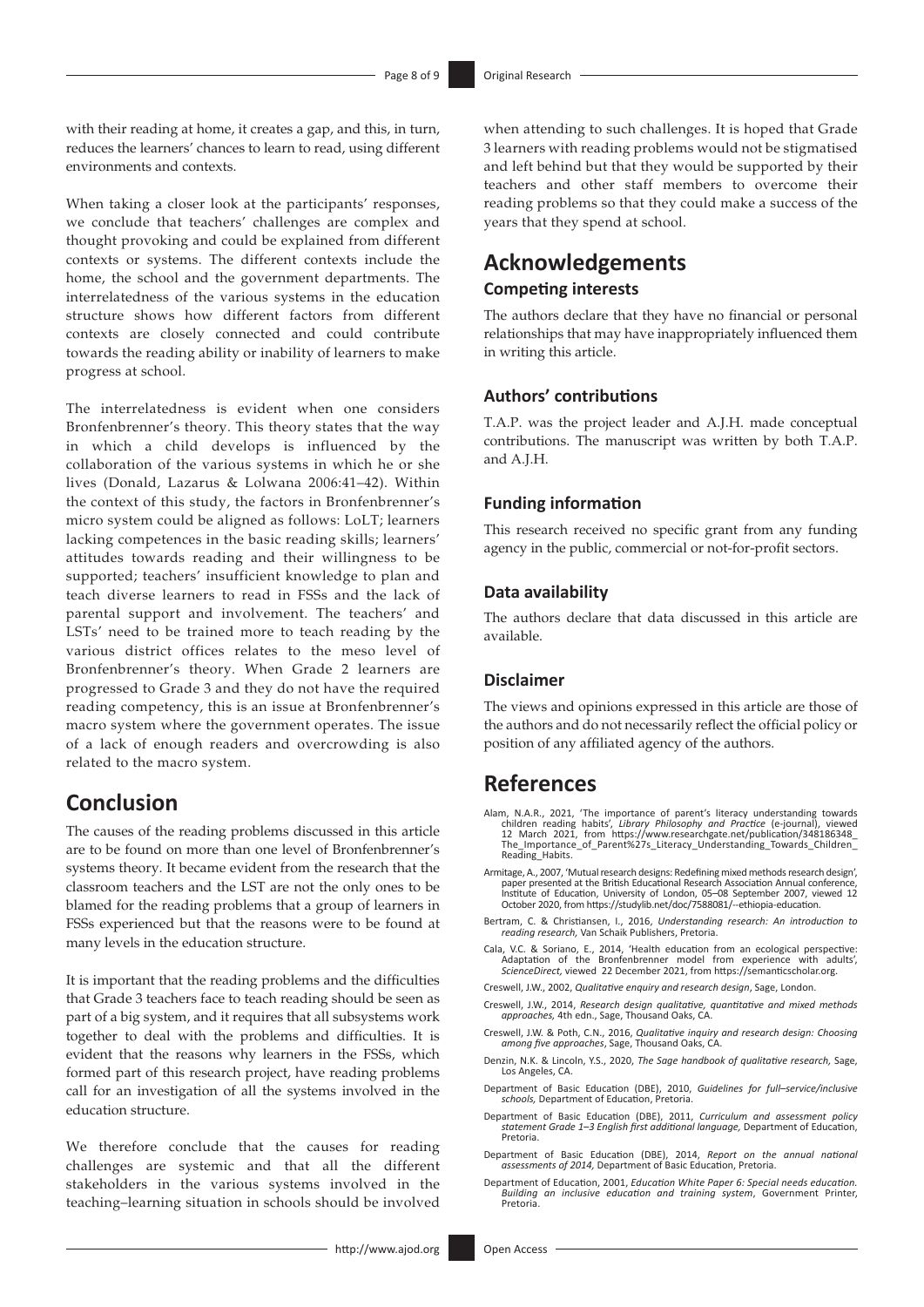with their reading at home, it creates a gap, and this, in turn, reduces the learners' chances to learn to read, using different environments and contexts.

When taking a closer look at the participants' responses, we conclude that teachers' challenges are complex and thought provoking and could be explained from different contexts or systems. The different contexts include the home, the school and the government departments. The interrelatedness of the various systems in the education structure shows how different factors from different contexts are closely connected and could contribute towards the reading ability or inability of learners to make progress at school.

The interrelatedness is evident when one considers Bronfenbrenner's theory. This theory states that the way in which a child develops is influenced by the collaboration of the various systems in which he or she lives (Donald, Lazarus & Lolwana 2006:41–42). Within the context of this study, the factors in Bronfenbrenner's micro system could be aligned as follows: LoLT; learners lacking competences in the basic reading skills; learners' attitudes towards reading and their willingness to be supported; teachers' insufficient knowledge to plan and teach diverse learners to read in FSSs and the lack of parental support and involvement. The teachers' and LSTs' need to be trained more to teach reading by the various district offices relates to the meso level of Bronfenbrenner's theory. When Grade 2 learners are progressed to Grade 3 and they do not have the required reading competency, this is an issue at Bronfenbrenner's macro system where the government operates. The issue of a lack of enough readers and overcrowding is also related to the macro system.

# Conclusion

The causes of the reading problems discussed in this article are to be found on more than one level of Bronfenbrenner's systems theory. It became evident from the research that the classroom teachers and the LST are not the only ones to be blamed for the reading problems that a group of learners in FSSs experienced but that the reasons were to be found at many levels in the education structure.

It is important that the reading problems and the difficulties that Grade 3 teachers face to teach reading should be seen as part of a big system, and it requires that all subsystems work together to deal with the problems and difficulties. It is evident that the reasons why learners in the FSSs, which formed part of this research project, have reading problems call for an investigation of all the systems involved in the education structure.

We therefore conclude that the causes for reading challenges are systemic and that all the different stakeholders in the various systems involved in the teaching–learning situation in schools should be involved when attending to such challenges. It is hoped that Grade 3 learners with reading problems would not be stigmatised and left behind but that they would be supported by their teachers and other staff members to overcome their reading problems so that they could make a success of the years that they spend at school.

# Acknowledgements

## Competing interests

The authors declare that they have no financial or personal relationships that may have inappropriately influenced them in writing this article.

## Authors' contributions

T.A.P. was the project leader and A.J.H. made conceptual contributions. The manuscript was written by both T.A.P. and A.J.H.

## Funding information

This research received no specific grant from any funding agency in the public, commercial or not-for-profit sectors.

## Data availability

The authors declare that data discussed in this article are available.

## Disclaimer

The views and opinions expressed in this article are those of the authors and do not necessarily reflect the official policy or position of any affiliated agency of the authors.

# References

Alam, N.A.R., 2021, 'The importance of parent's literacy understanding towards children reading habits', *Library Philosophy and Practice* (e-journal), viewed 12 March 2021, from https://www.researchgate.net/publication/348186348_The_Importance_of_Parent%27s_Literacy_Understanding_Towards_Children_Reading_Habits.

Armitage, A., 2007, 'Mutual research designs: Redefining mixed methods research design', paper presented at the British Educational Research Association Annual conference, Institute of Education, University of London, 05–08 September 2007, viewed 12 October 2020, from https://studylib.net/doc/7588081/--ethiopia-education.

Bertram, C. & Christiansen, I., 2016, *Understanding research: An introduction to reading research,* Van Schaik Publishers, Pretoria.

Cala, V.C. & Soriano, E., 2014, 'Health education from an ecological perspective: Adaptation of the Bronfenbrenner model from experience with adults', *ScienceDirect,* viewed 22 December 2021, from https://semanticscholar.org.

Creswell, J.W., 2002, *Qualitative enquiry and research design*, Sage, London.

Creswell, J.W., 2014, *Research design qualitative, quantitative and mixed methods approaches,* 4th edn., Sage, Thousand Oaks, CA.

Creswell, J.W. & Poth, C.N., 2016, *Qualitative inquiry and research design: Choosing among five approaches*, Sage, Thousand Oaks, CA.

Denzin, N.K. & Lincoln, Y.S., 2020, *The Sage handbook of qualitative research,* Sage, Los Angeles, CA.

Department of Basic Education (DBE), 2010, *Guidelines for full–service/inclusive schools,* Department of Education, Pretoria.

Department of Basic Education (DBE), 2011, *Curriculum and assessment policy statement Grade 1–3 English first additional language,* Department of Education, Pretoria.

Department of Basic Education (DBE), 2014, *Report on the annual national assessments of 2014,* Department of Basic Education, Pretoria.

Department of Education, 2001, *Education White Paper 6: Special needs education. Building an inclusive education and training system*, Government Printer, Pretoria.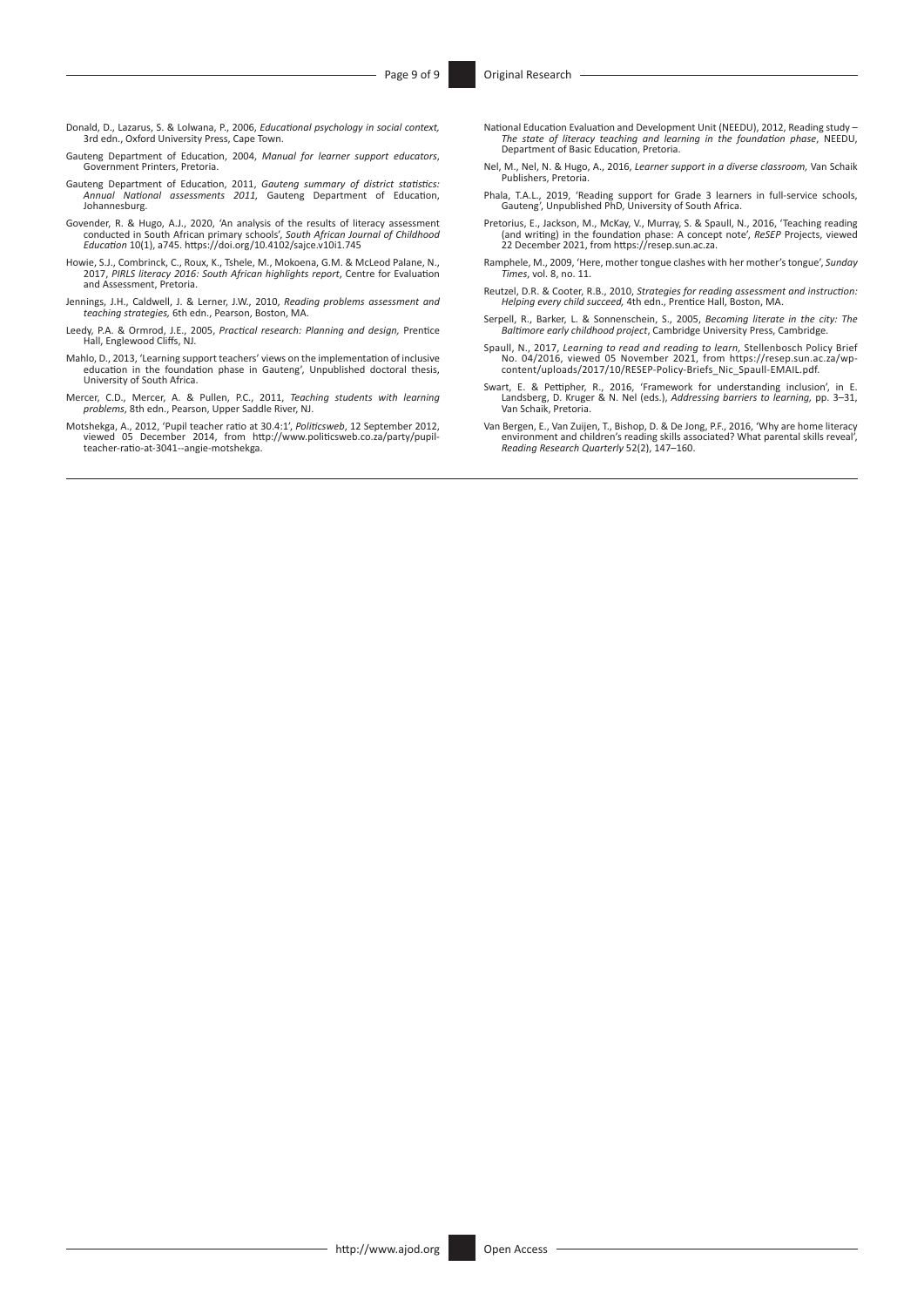Donald, D., Lazarus, S. & Lolwana, P., 2006, *Educational psychology in social context,* 3rd edn., Oxford University Press, Cape Town.

Gauteng Department of Education, 2004, *Manual for learner support educators*, Government Printers, Pretoria.

Gauteng Department of Education, 2011, *Gauteng summary of district statistics: Annual National assessments 2011,* Gauteng Department of Education, Johannesburg.

Govender, R. & Hugo, A.J., 2020, 'An analysis of the results of literacy assessment conducted in South African primary schools', *South African Journal of Childhood Education* 10(1), a745. https://doi.org/10.4102/sajce.v10i1.745

Howie, S.J., Combrinck, C., Roux, K., Tshele, M., Mokoena, G.M. & McLeod Palane, N., 2017, *PIRLS literacy 2016: South African highlights report*, Centre for Evaluation and Assessment, Pretoria.

Jennings, J.H., Caldwell, J. & Lerner, J.W., 2010, *Reading problems assessment and teaching strategies,* 6th edn., Pearson, Boston, MA.

Leedy, P.A. & Ormrod, J.E., 2005, *Practical research: Planning and design,* Prentice Hall, Englewood Cliffs, NJ.

Mahlo, D., 2013, 'Learning support teachers' views on the implementation of inclusive education in the foundation phase in Gauteng', Unpublished doctoral thesis, University of South Africa.

Mercer, C.D., Mercer, A. & Pullen, P.C., 2011, *Teaching students with learning problems*, 8th edn., Pearson, Upper Saddle River, NJ.

Motshekga, A., 2012, 'Pupil teacher ratio at 30.4:1', *Politicsweb*, 12 September 2012, viewed 05 December 2014, from http://www.politicsweb.co.za/party/pupil-teacher-ratio-at-3041--angie-motshekga.

National Education Evaluation and Development Unit (NEEDU), 2012, Reading study – *The state of literacy teaching and learning in the foundation phase*, NEEDU, Department of Basic Education, Pretoria.

Nel, M., Nel, N. & Hugo, A., 2016, *Learner support in a diverse classroom,* Van Schaik Publishers, Pretoria.

Phala, T.A.L., 2019, 'Reading support for Grade 3 learners in full-service schools, Gauteng', Unpublished PhD, University of South Africa.

Pretorius, E., Jackson, M., McKay, V., Murray, S. & Spaull, N., 2016, 'Teaching reading (and writing) in the foundation phase: A concept note', *ReSEP* Projects, viewed 22 December 2021, from https://resep.sun.ac.za.

Ramphele, M., 2009, 'Here, mother tongue clashes with her mother's tongue', *Sunday Times*, vol. 8, no. 11.

Reutzel, D.R. & Cooter, R.B., 2010, *Strategies for reading assessment and instruction: Helping every child succeed,* 4th edn., Prentice Hall, Boston, MA.

Serpell, R., Barker, L. & Sonnenschein, S., 2005, *Becoming literate in the city: The Baltimore early childhood project*, Cambridge University Press, Cambridge.

Spaull, N., 2017, *Learning to read and reading to learn*, Stellenbosch Policy Brief No. 04/2016, viewed 05 November 2021, from https://resep.sun.ac.za/wp-content/uploads/2017/10/RESEP-Policy-Briefs_Nic_Spaull-EMAIL.pdf.

Swart, E. & Pettipher, R., 2016, 'Framework for understanding inclusion', in E. Landsberg, D. Kruger & N. Nel (eds.), *Addressing barriers to learning,* pp. 3–31, Van Schaik, Pretoria.

Van Bergen, E., Van Zuijen, T., Bishop, D. & De Jong, P.F., 2016, 'Why are home literacy environment and children's reading skills associated? What parental skills reveal', *Reading Research Quarterly* 52(2), 147–160.